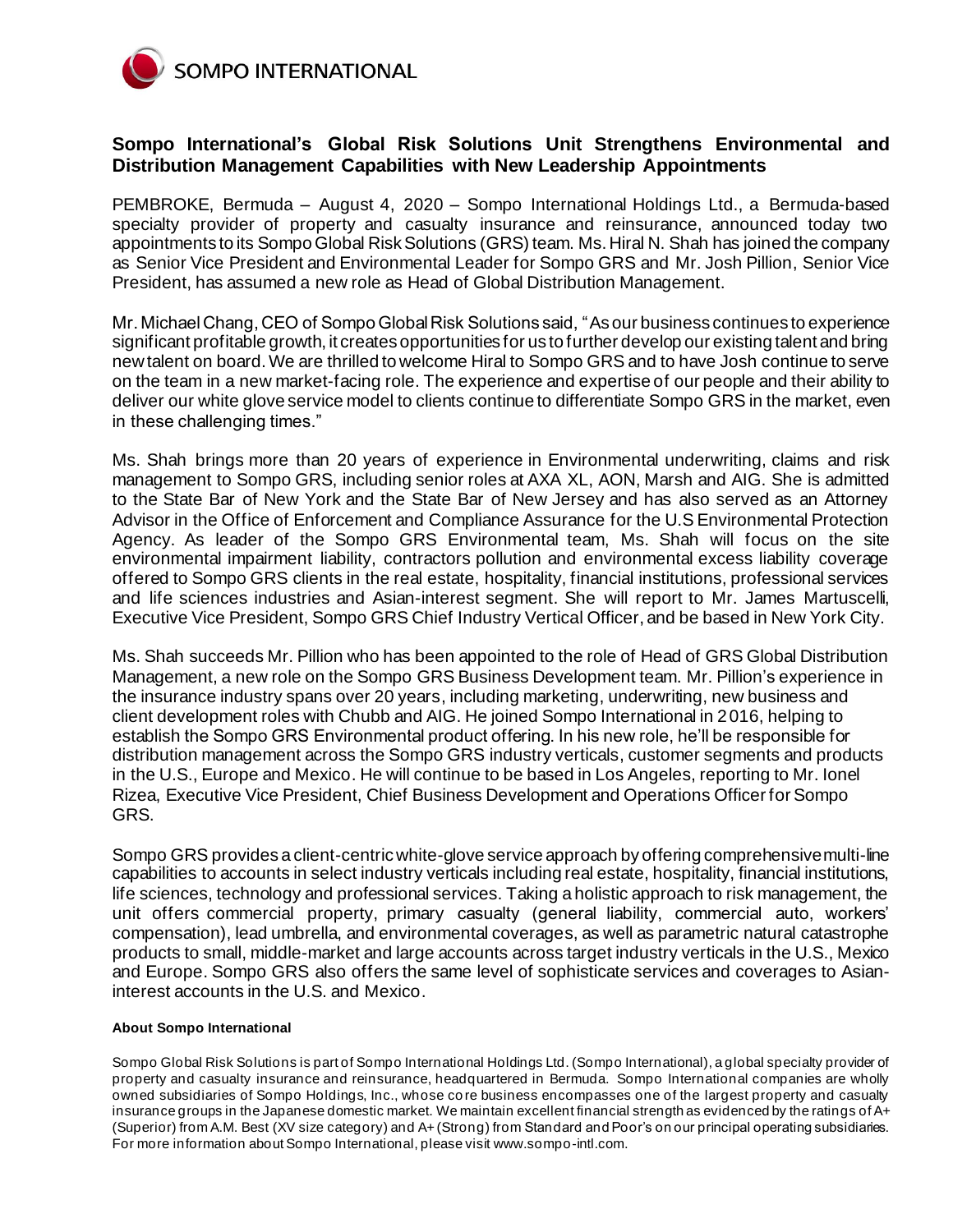SOMPO INTERNATIONAL

## Sompo International's Global Risk Solutions Unit Strengthens Environmental and Distribution Management Capabilities with New Leadership Appointments

PEMBROKE, Bermuda – August 4, 2020 – Sompo International Holdings Ltd., a Bermuda-based specialty provider of property and casualty insurance and reinsurance, announced today two appointments to its Sompo Global Risk Solutions (GRS) team. Ms. Hiral N. Shah has joined the company as Senior Vice President and Environmental Leader for Sompo GRS and Mr. Josh Pillion, Senior Vice President, has assumed a new role as Head of Global Distribution Management.

Mr. Michael Chang, CEO of Sompo Global Risk Solutions said, "As our business continues to experience significant profitable growth, it creates opportunities for us to further develop our existing talent and bring new talent on board. We are thrilled to welcome Hiral to Sompo GRS and to have Josh continue to serve on the team in a new market-facing role. The experience and expertise of our people and their ability to deliver our white glove service model to clients continue to differentiate Sompo GRS in the market, even in these challenging times."

Ms. Shah brings more than 20 years of experience in Environmental underwriting, claims and risk management to Sompo GRS, including senior roles at AXA XL, AON, Marsh and AIG. She is admitted to the State Bar of New York and the State Bar of New Jersey and has also served as an Attorney Advisor in the Office of Enforcement and Compliance Assurance for the U.S Environmental Protection Agency. As leader of the Sompo GRS Environmental team, Ms. Shah will focus on the site environmental impairment liability, contractors pollution and environmental excess liability coverage offered to Sompo GRS clients in the real estate, hospitality, financial institutions, professional services and life sciences industries and Asian-interest segment. She will report to Mr. James Martuscelli, Executive Vice President, Sompo GRS Chief Industry Vertical Officer, and be based in New York City.

Ms. Shah succeeds Mr. Pillion who has been appointed to the role of Head of GRS Global Distribution Management, a new role on the Sompo GRS Business Development team. Mr. Pillion's experience in the insurance industry spans over 20 years, including marketing, underwriting, new business and client development roles with Chubb and AIG. He joined Sompo International in 2016, helping to establish the Sompo GRS Environmental product offering. In his new role, he'll be responsible for distribution management across the Sompo GRS industry verticals, customer segments and products in the U.S., Europe and Mexico. He will continue to be based in Los Angeles, reporting to Mr. Ionel Rizea, Executive Vice President, Chief Business Development and Operations Officer for Sompo GRS.

Sompo GRS provides a client-centric white-glove service approach by offering comprehensive multi-line capabilities to accounts in select industry verticals including real estate, hospitality, financial institutions, life sciences, technology and professional services. Taking a holistic approach to risk management, the unit offers commercial property, primary casualty (general liability, commercial auto, workers' compensation), lead umbrella, and environmental coverages, as well as parametric natural catastrophe products to small, middle-market and large accounts across target industry verticals in the U.S., Mexico and Europe. Sompo GRS also offers the same level of sophisticate services and coverages to Asian-interest accounts in the U.S. and Mexico.

**About Sompo International**

Sompo Global Risk Solutions is part of Sompo International Holdings Ltd. (Sompo International), a global specialty provider of property and casualty insurance and reinsurance, headquartered in Bermuda. Sompo International companies are wholly owned subsidiaries of Sompo Holdings, Inc., whose core business encompasses one of the largest property and casualty insurance groups in the Japanese domestic market. We maintain excellent financial strength as evidenced by the ratings of A+ (Superior) from A.M. Best (XV size category) and A+ (Strong) from Standard and Poor's on our principal operating subsidiaries. For more information about Sompo International, please visit www.sompo-intl.com.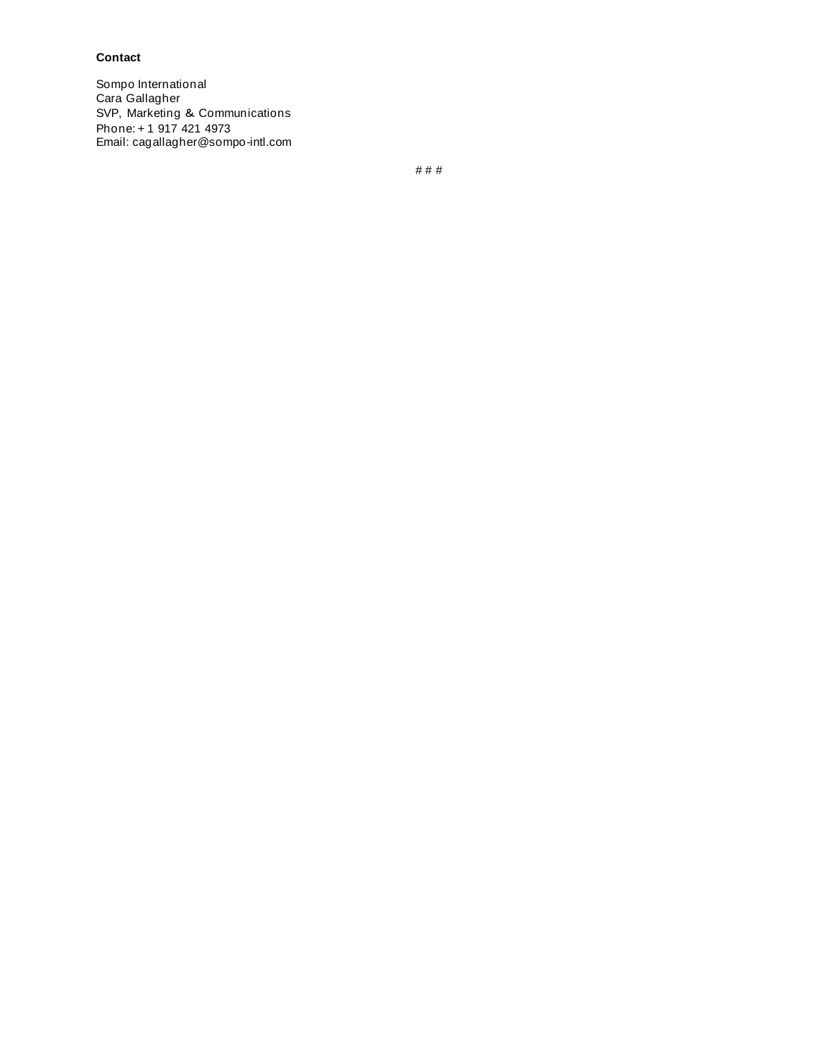**Contact**

Sompo International
Cara Gallagher
SVP, Marketing & Communications
Phone: + 1 917 421 4973
Email: cagallagher@sompo-intl.com

# # #